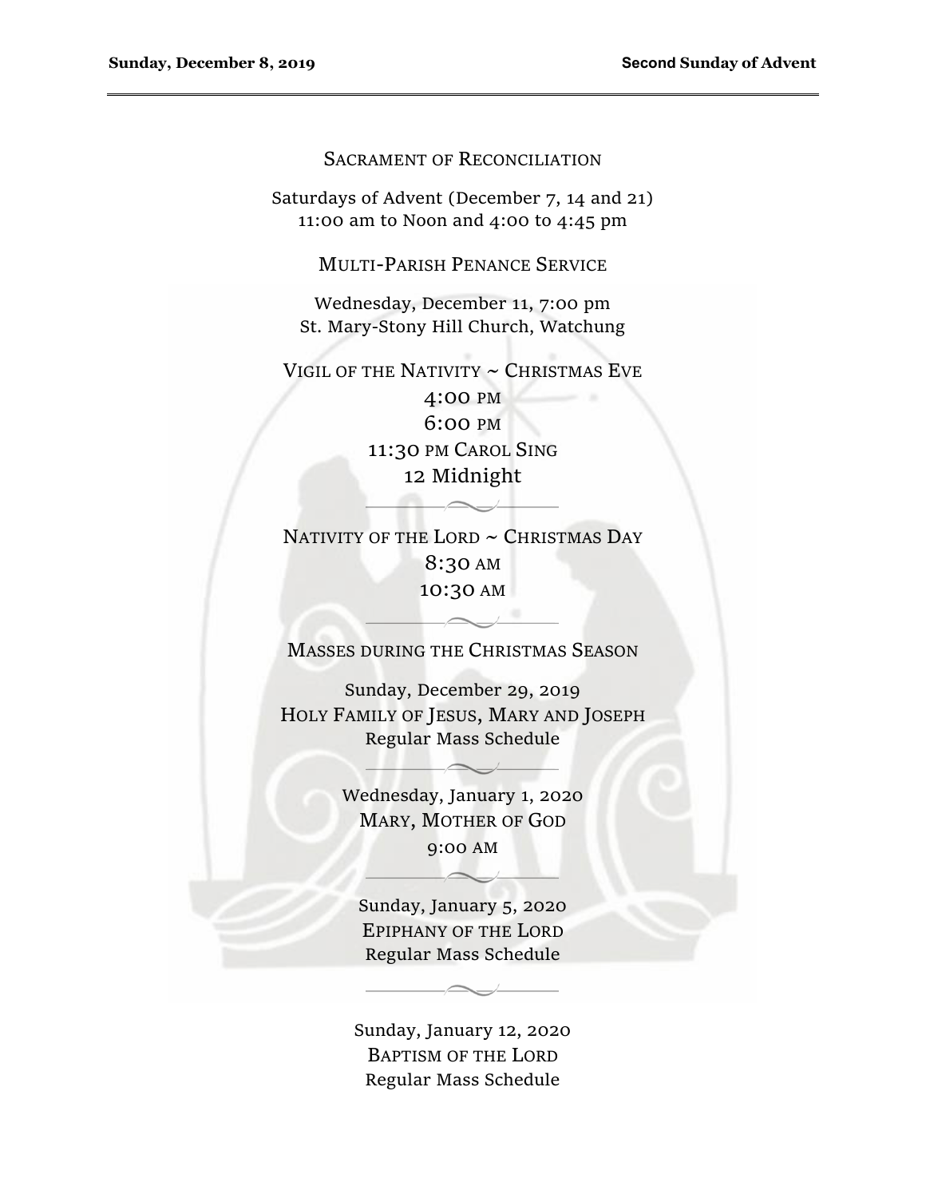## Sacrament of Reconciliation

Saturdays of Advent (December 7, 14 and 21)
11:00 am to Noon and 4:00 to 4:45 pm

## Multi-Parish Penance Service

Wednesday, December 11, 7:00 pm
St. Mary-Stony Hill Church, Watchung

## Vigil of the Nativity ~ Christmas Eve

4:00 pm
6:00 pm
11:30 pm Carol Sing
12 Midnight

## Nativity of the Lord ~ Christmas Day

8:30 am
10:30 am

## Masses during the Christmas Season

Sunday, December 29, 2019
Holy Family of Jesus, Mary and Joseph
Regular Mass Schedule

Wednesday, January 1, 2020
Mary, Mother of God
9:00 am

Sunday, January 5, 2020
Epiphany of the Lord
Regular Mass Schedule

Sunday, January 12, 2020
Baptism of the Lord
Regular Mass Schedule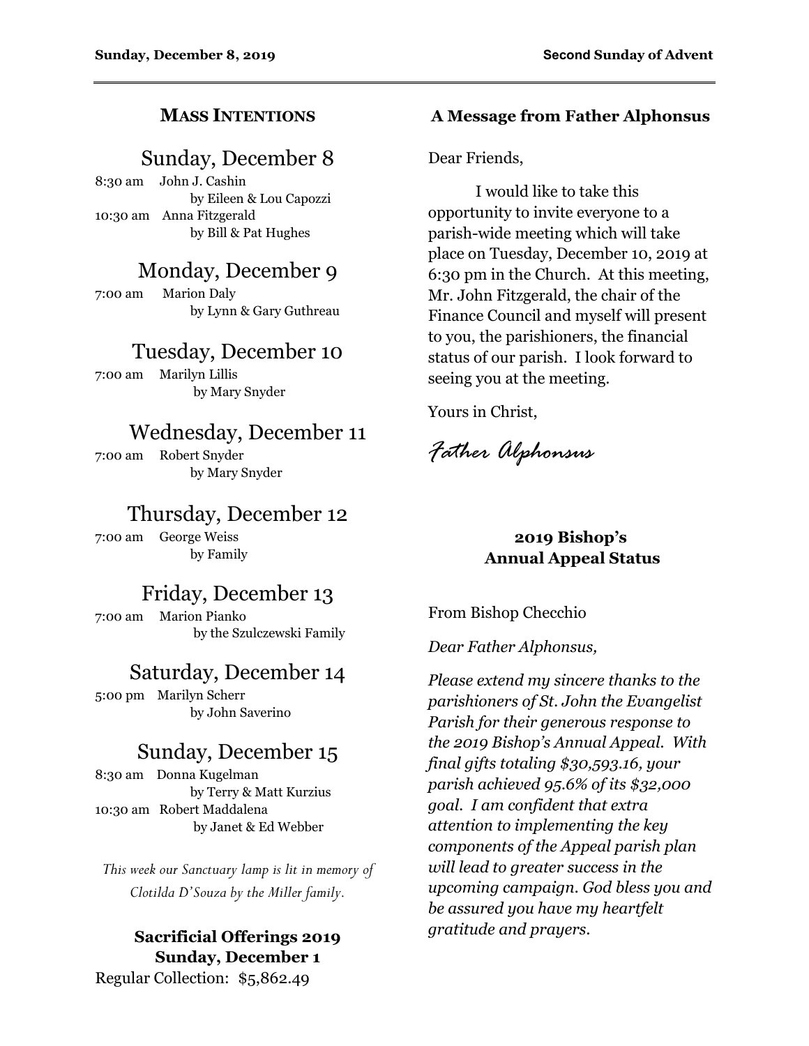## MASS INTENTIONS

### Sunday, December 8

8:30 am John J. Cashin
by Eileen & Lou Capozzi

10:30 am Anna Fitzgerald
by Bill & Pat Hughes

### Monday, December 9

7:00 am Marion Daly
by Lynn & Gary Guthreau

### Tuesday, December 10

7:00 am Marilyn Lillis
by Mary Snyder

### Wednesday, December 11

7:00 am Robert Snyder
by Mary Snyder

### Thursday, December 12

7:00 am George Weiss
by Family

### Friday, December 13

7:00 am Marion Pianko
by the Szulczewski Family

### Saturday, December 14

5:00 pm Marilyn Scherr
by John Saverino

### Sunday, December 15

8:30 am Donna Kugelman
by Terry & Matt Kurzius

10:30 am Robert Maddalena
by Janet & Ed Webber

*This week our Sanctuary lamp is lit in memory of Clotilda D'Souza by the Miller family.*

**Sacrificial Offerings 2019**
**Sunday, December 1**

Regular Collection: $5,862.49

## A Message from Father Alphonsus

Dear Friends,

I would like to take this opportunity to invite everyone to a parish-wide meeting which will take place on Tuesday, December 10, 2019 at 6:30 pm in the Church. At this meeting, Mr. John Fitzgerald, the chair of the Finance Council and myself will present to you, the parishioners, the financial status of our parish. I look forward to seeing you at the meeting.

Yours in Christ,

*Father Alphonsus*

## 2019 Bishop's Annual Appeal Status

From Bishop Checchio

*Dear Father Alphonsus,*

*Please extend my sincere thanks to the parishioners of St. John the Evangelist Parish for their generous response to the 2019 Bishop's Annual Appeal. With final gifts totaling $30,593.16, your parish achieved 95.6% of its $32,000 goal. I am confident that extra attention to implementing the key components of the Appeal parish plan will lead to greater success in the upcoming campaign. God bless you and be assured you have my heartfelt gratitude and prayers.*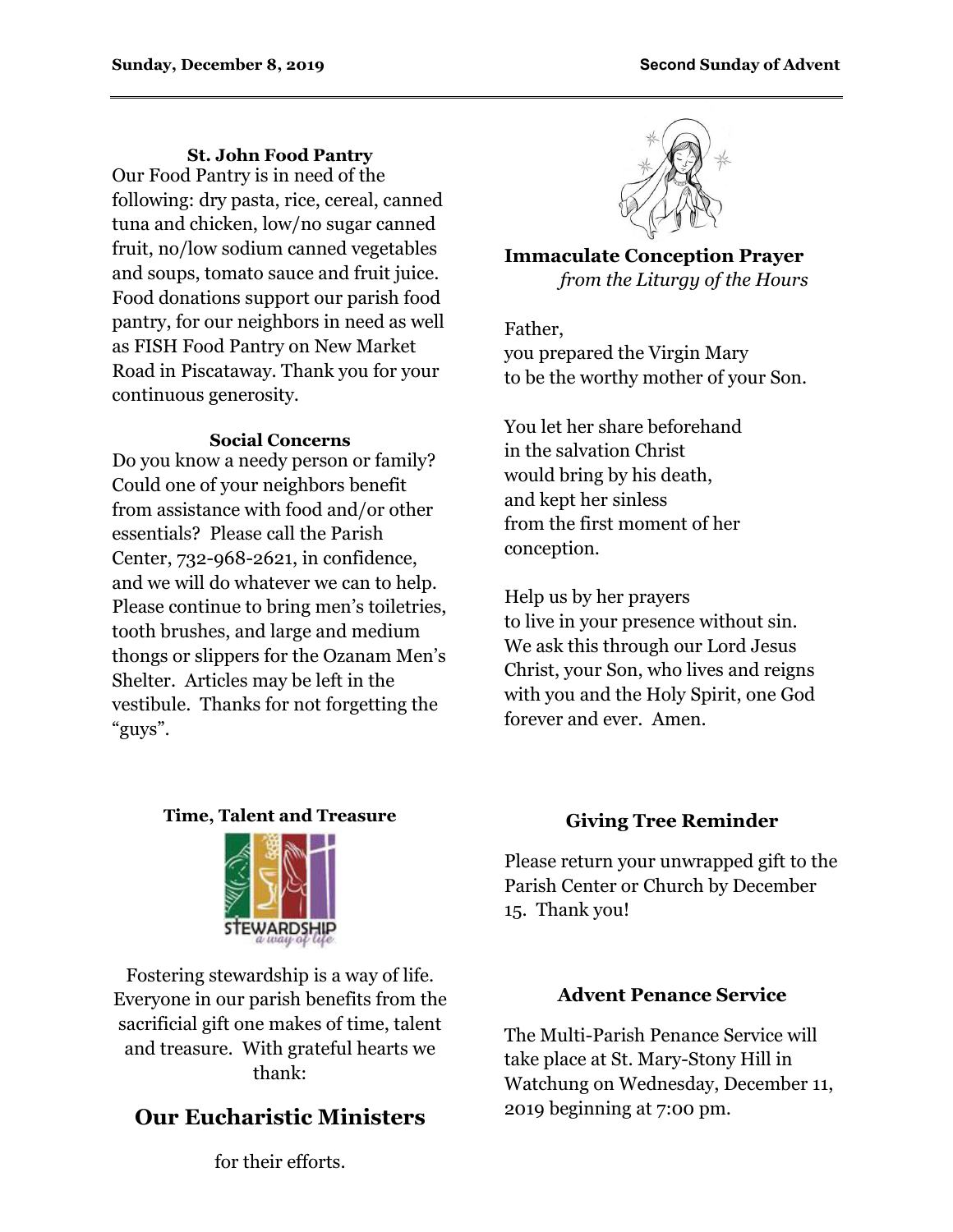### St. John Food Pantry

Our Food Pantry is in need of the following: dry pasta, rice, cereal, canned tuna and chicken, low/no sugar canned fruit, no/low sodium canned vegetables and soups, tomato sauce and fruit juice. Food donations support our parish food pantry, for our neighbors in need as well as FISH Food Pantry on New Market Road in Piscataway. Thank you for your continuous generosity.

### Social Concerns

Do you know a needy person or family? Could one of your neighbors benefit from assistance with food and/or other essentials? Please call the Parish Center, 732-968-2621, in confidence, and we will do whatever we can to help. Please continue to bring men's toiletries, tooth brushes, and large and medium thongs or slippers for the Ozanam Men's Shelter. Articles may be left in the vestibule. Thanks for not forgetting the "guys".

### Immaculate Conception Prayer

*from the Liturgy of the Hours*

Father,
you prepared the Virgin Mary
to be the worthy mother of your Son.

You let her share beforehand
in the salvation Christ
would bring by his death,
and kept her sinless
from the first moment of her
conception.

Help us by her prayers
to live in your presence without sin.
We ask this through our Lord Jesus Christ, your Son, who lives and reigns with you and the Holy Spirit, one God forever and ever. Amen.

### Time, Talent and Treasure

Fostering stewardship is a way of life. Everyone in our parish benefits from the sacrificial gift one makes of time, talent and treasure. With grateful hearts we thank:

## Our Eucharistic Ministers

for their efforts.

### Giving Tree Reminder

Please return your unwrapped gift to the Parish Center or Church by December 15. Thank you!

### Advent Penance Service

The Multi-Parish Penance Service will take place at St. Mary-Stony Hill in Watchung on Wednesday, December 11, 2019 beginning at 7:00 pm.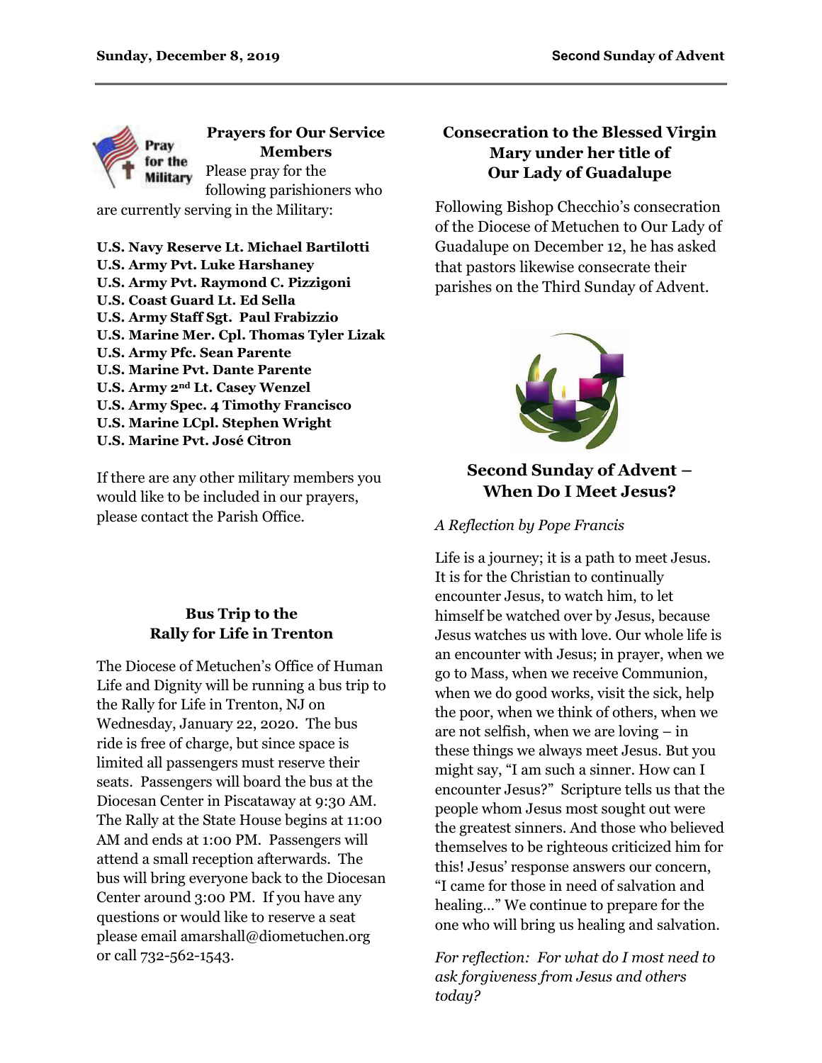## Prayers for Our Service Members

Please pray for the following parishioners who are currently serving in the Military:

**U.S. Navy Reserve Lt. Michael Bartilotti**
**U.S. Army Pvt. Luke Harshaney**
**U.S. Army Pvt. Raymond C. Pizzigoni**
**U.S. Coast Guard Lt. Ed Sella**
**U.S. Army Staff Sgt. Paul Frabizzio**
**U.S. Marine Mer. Cpl. Thomas Tyler Lizak**
**U.S. Army Pfc. Sean Parente**
**U.S. Marine Pvt. Dante Parente**
**U.S. Army 2nd Lt. Casey Wenzel**
**U.S. Army Spec. 4 Timothy Francisco**
**U.S. Marine LCpl. Stephen Wright**
**U.S. Marine Pvt. José Citron**

If there are any other military members you would like to be included in our prayers, please contact the Parish Office.

## Bus Trip to the Rally for Life in Trenton

The Diocese of Metuchen's Office of Human Life and Dignity will be running a bus trip to the Rally for Life in Trenton, NJ on Wednesday, January 22, 2020. The bus ride is free of charge, but since space is limited all passengers must reserve their seats. Passengers will board the bus at the Diocesan Center in Piscataway at 9:30 AM. The Rally at the State House begins at 11:00 AM and ends at 1:00 PM. Passengers will attend a small reception afterwards. The bus will bring everyone back to the Diocesan Center around 3:00 PM. If you have any questions or would like to reserve a seat please email amarshall@diometuchen.org or call 732-562-1543.

## Consecration to the Blessed Virgin Mary under her title of Our Lady of Guadalupe

Following Bishop Checchio's consecration of the Diocese of Metuchen to Our Lady of Guadalupe on December 12, he has asked that pastors likewise consecrate their parishes on the Third Sunday of Advent.

## Second Sunday of Advent – When Do I Meet Jesus?

*A Reflection by Pope Francis*

Life is a journey; it is a path to meet Jesus. It is for the Christian to continually encounter Jesus, to watch him, to let himself be watched over by Jesus, because Jesus watches us with love. Our whole life is an encounter with Jesus; in prayer, when we go to Mass, when we receive Communion, when we do good works, visit the sick, help the poor, when we think of others, when we are not selfish, when we are loving – in these things we always meet Jesus. But you might say, "I am such a sinner. How can I encounter Jesus?" Scripture tells us that the people whom Jesus most sought out were the greatest sinners. And those who believed themselves to be righteous criticized him for this! Jesus' response answers our concern, "I came for those in need of salvation and healing..." We continue to prepare for the one who will bring us healing and salvation.

*For reflection: For what do I most need to ask forgiveness from Jesus and others today?*